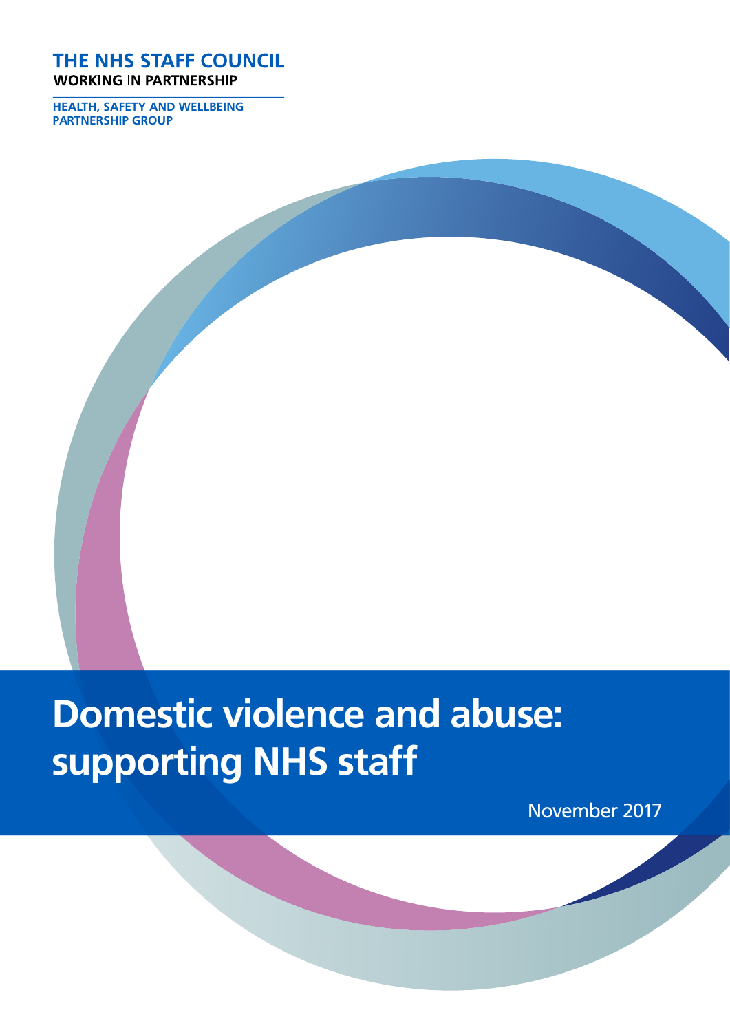**THE NHS STAFF COUNCIL**
**WORKING IN PARTNERSHIP**

**HEALTH, SAFETY AND WELLBEING PARTNERSHIP GROUP**

# Domestic violence and abuse: supporting NHS staff

November 2017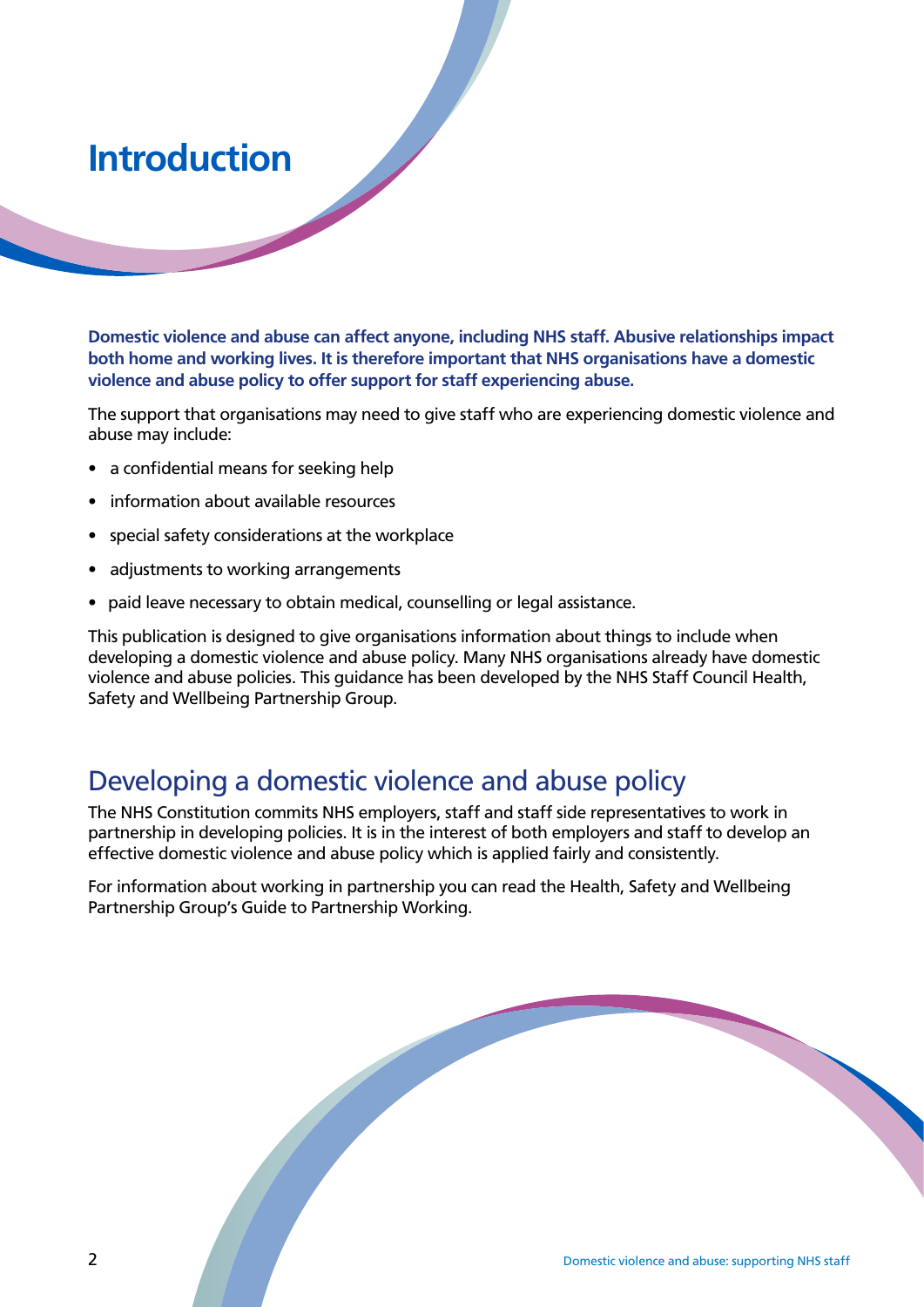# Introduction

**Domestic violence and abuse can affect anyone, including NHS staff. Abusive relationships impact both home and working lives. It is therefore important that NHS organisations have a domestic violence and abuse policy to offer support for staff experiencing abuse.**

The support that organisations may need to give staff who are experiencing domestic violence and abuse may include:

- a confidential means for seeking help
- information about available resources
- special safety considerations at the workplace
- adjustments to working arrangements
- paid leave necessary to obtain medical, counselling or legal assistance.

This publication is designed to give organisations information about things to include when developing a domestic violence and abuse policy. Many NHS organisations already have domestic violence and abuse policies. This guidance has been developed by the NHS Staff Council Health, Safety and Wellbeing Partnership Group.

## Developing a domestic violence and abuse policy

The NHS Constitution commits NHS employers, staff and staff side representatives to work in partnership in developing policies. It is in the interest of both employers and staff to develop an effective domestic violence and abuse policy which is applied fairly and consistently.

For information about working in partnership you can read the Health, Safety and Wellbeing Partnership Group's Guide to Partnership Working.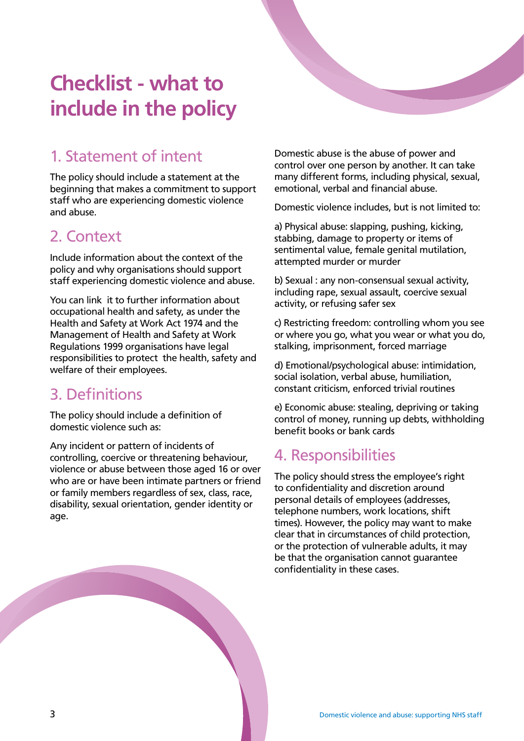# Checklist - what to include in the policy

## 1. Statement of intent

The policy should include a statement at the beginning that makes a commitment to support staff who are experiencing domestic violence and abuse.

## 2. Context

Include information about the context of the policy and why organisations should support staff experiencing domestic violence and abuse.

You can link it to further information about occupational health and safety, as under the Health and Safety at Work Act 1974 and the Management of Health and Safety at Work Regulations 1999 organisations have legal responsibilities to protect the health, safety and welfare of their employees.

## 3. Definitions

The policy should include a definition of domestic violence such as:

Any incident or pattern of incidents of controlling, coercive or threatening behaviour, violence or abuse between those aged 16 or over who are or have been intimate partners or friend or family members regardless of sex, class, race, disability, sexual orientation, gender identity or age.

Domestic abuse is the abuse of power and control over one person by another. It can take many different forms, including physical, sexual, emotional, verbal and financial abuse.

Domestic violence includes, but is not limited to:

a) Physical abuse: slapping, pushing, kicking, stabbing, damage to property or items of sentimental value, female genital mutilation, attempted murder or murder

b) Sexual : any non-consensual sexual activity, including rape, sexual assault, coercive sexual activity, or refusing safer sex

c) Restricting freedom: controlling whom you see or where you go, what you wear or what you do, stalking, imprisonment, forced marriage

d) Emotional/psychological abuse: intimidation, social isolation, verbal abuse, humiliation, constant criticism, enforced trivial routines

e) Economic abuse: stealing, depriving or taking control of money, running up debts, withholding benefit books or bank cards

## 4. Responsibilities

The policy should stress the employee's right to confidentiality and discretion around personal details of employees (addresses, telephone numbers, work locations, shift times). However, the policy may want to make clear that in circumstances of child protection, or the protection of vulnerable adults, it may be that the organisation cannot guarantee confidentiality in these cases.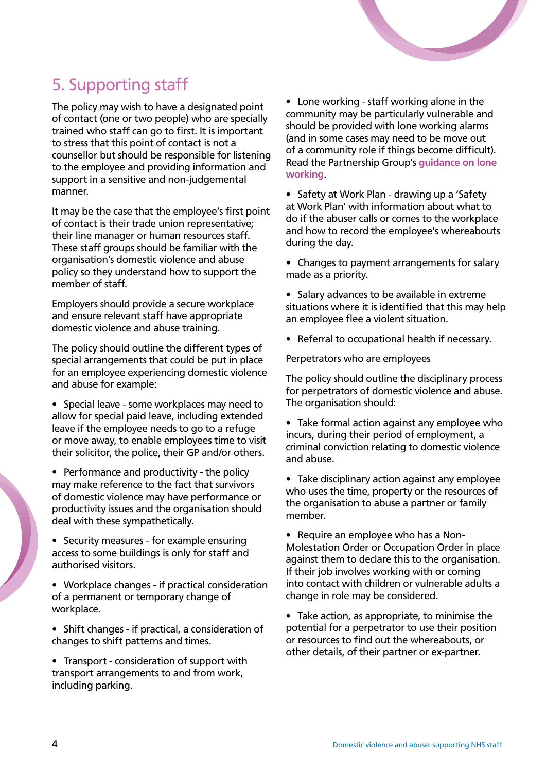## 5. Supporting staff

The policy may wish to have a designated point of contact (one or two people) who are specially trained who staff can go to first. It is important to stress that this point of contact is not a counsellor but should be responsible for listening to the employee and providing information and support in a sensitive and non-judgemental manner.

It may be the case that the employee's first point of contact is their trade union representative; their line manager or human resources staff. These staff groups should be familiar with the organisation's domestic violence and abuse policy so they understand how to support the member of staff.

Employers should provide a secure workplace and ensure relevant staff have appropriate domestic violence and abuse training.

The policy should outline the different types of special arrangements that could be put in place for an employee experiencing domestic violence and abuse for example:

- Special leave - some workplaces may need to allow for special paid leave, including extended leave if the employee needs to go to a refuge or move away, to enable employees time to visit their solicitor, the police, their GP and/or others.
- Performance and productivity - the policy may make reference to the fact that survivors of domestic violence may have performance or productivity issues and the organisation should deal with these sympathetically.
- Security measures - for example ensuring access to some buildings is only for staff and authorised visitors.
- Workplace changes - if practical consideration of a permanent or temporary change of workplace.
- Shift changes - if practical, a consideration of changes to shift patterns and times.
- Transport - consideration of support with transport arrangements to and from work, including parking.
- Lone working - staff working alone in the community may be particularly vulnerable and should be provided with lone working alarms (and in some cases may need to be move out of a community role if things become difficult). Read the Partnership Group's **guidance on lone working**.
- Safety at Work Plan - drawing up a 'Safety at Work Plan' with information about what to do if the abuser calls or comes to the workplace and how to record the employee's whereabouts during the day.
- Changes to payment arrangements for salary made as a priority.
- Salary advances to be available in extreme situations where it is identified that this may help an employee flee a violent situation.
- Referral to occupational health if necessary.

Perpetrators who are employees

The policy should outline the disciplinary process for perpetrators of domestic violence and abuse. The organisation should:

- Take formal action against any employee who incurs, during their period of employment, a criminal conviction relating to domestic violence and abuse.
- Take disciplinary action against any employee who uses the time, property or the resources of the organisation to abuse a partner or family member.
- Require an employee who has a Non-Molestation Order or Occupation Order in place against them to declare this to the organisation. If their job involves working with or coming into contact with children or vulnerable adults a change in role may be considered.
- Take action, as appropriate, to minimise the potential for a perpetrator to use their position or resources to find out the whereabouts, or other details, of their partner or ex-partner.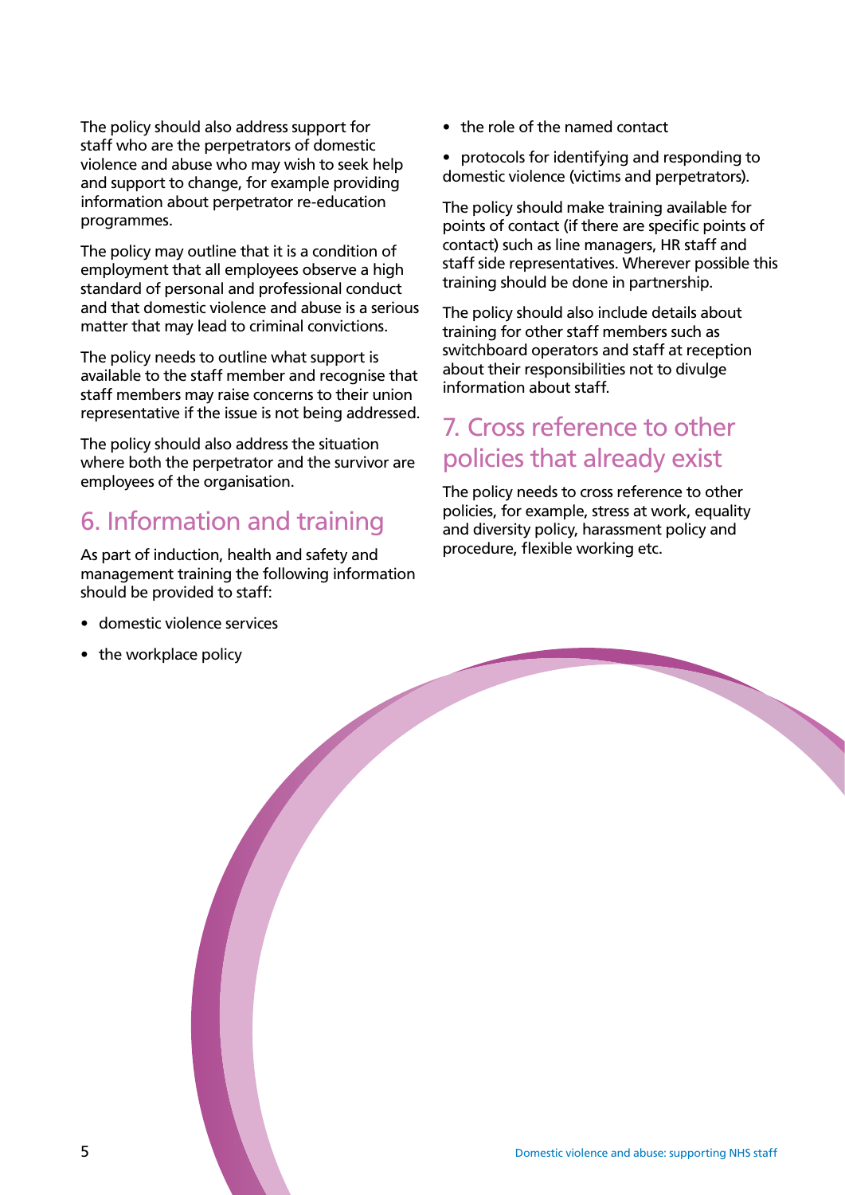The policy should also address support for staff who are the perpetrators of domestic violence and abuse who may wish to seek help and support to change, for example providing information about perpetrator re-education programmes.

The policy may outline that it is a condition of employment that all employees observe a high standard of personal and professional conduct and that domestic violence and abuse is a serious matter that may lead to criminal convictions.

The policy needs to outline what support is available to the staff member and recognise that staff members may raise concerns to their union representative if the issue is not being addressed.

The policy should also address the situation where both the perpetrator and the survivor are employees of the organisation.

## 6. Information and training

As part of induction, health and safety and management training the following information should be provided to staff:

- domestic violence services
- the workplace policy
- the role of the named contact
- protocols for identifying and responding to domestic violence (victims and perpetrators).

The policy should make training available for points of contact (if there are specific points of contact) such as line managers, HR staff and staff side representatives. Wherever possible this training should be done in partnership.

The policy should also include details about training for other staff members such as switchboard operators and staff at reception about their responsibilities not to divulge information about staff.

## 7. Cross reference to other policies that already exist

The policy needs to cross reference to other policies, for example, stress at work, equality and diversity policy, harassment policy and procedure, flexible working etc.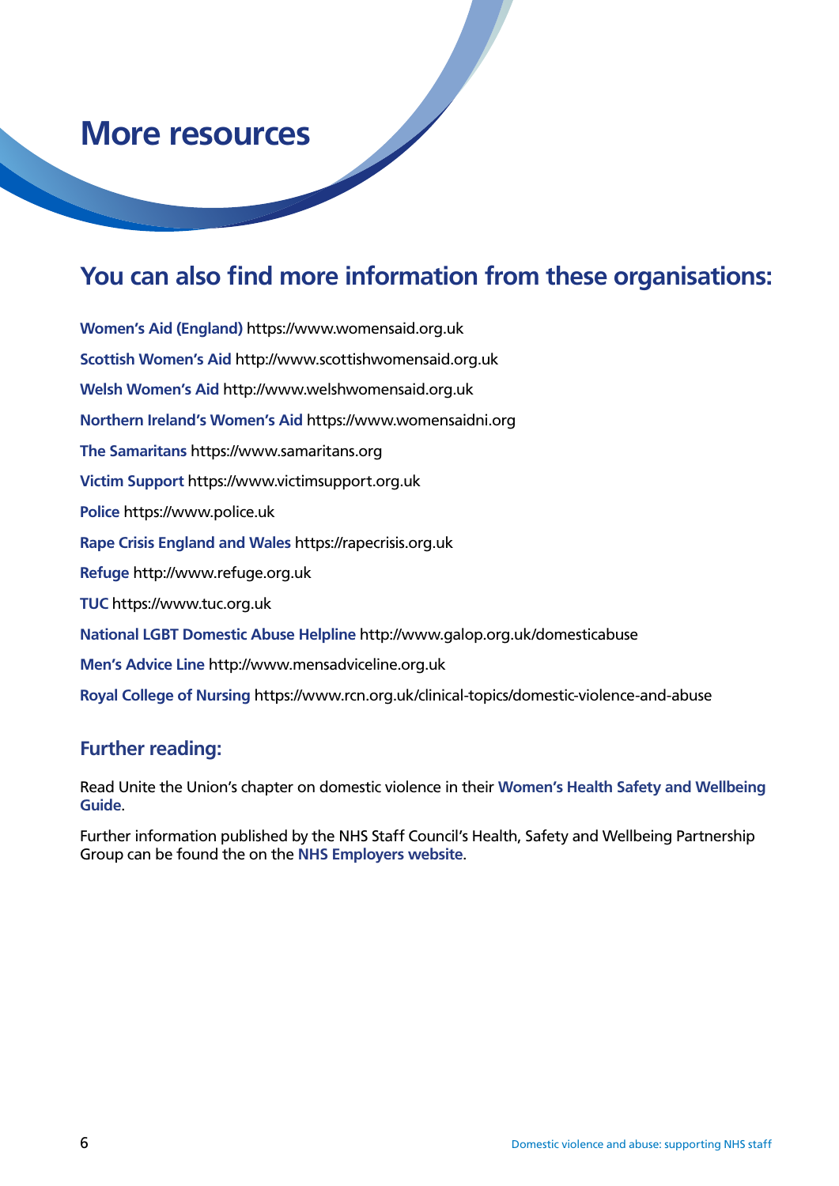# More resources

## You can also find more information from these organisations:

**Women's Aid (England)** https://www.womensaid.org.uk

**Scottish Women's Aid** http://www.scottishwomensaid.org.uk

**Welsh Women's Aid** http://www.welshwomensaid.org.uk

**Northern Ireland's Women's Aid** https://www.womensaidni.org

**The Samaritans** https://www.samaritans.org

**Victim Support** https://www.victimsupport.org.uk

**Police** https://www.police.uk

**Rape Crisis England and Wales** https://rapecrisis.org.uk

**Refuge** http://www.refuge.org.uk

**TUC** https://www.tuc.org.uk

**National LGBT Domestic Abuse Helpline** http://www.galop.org.uk/domesticabuse

**Men's Advice Line** http://www.mensadviceline.org.uk

**Royal College of Nursing** https://www.rcn.org.uk/clinical-topics/domestic-violence-and-abuse

### Further reading:

Read Unite the Union's chapter on domestic violence in their **Women's Health Safety and Wellbeing Guide**.

Further information published by the NHS Staff Council's Health, Safety and Wellbeing Partnership Group can be found the on the **NHS Employers website**.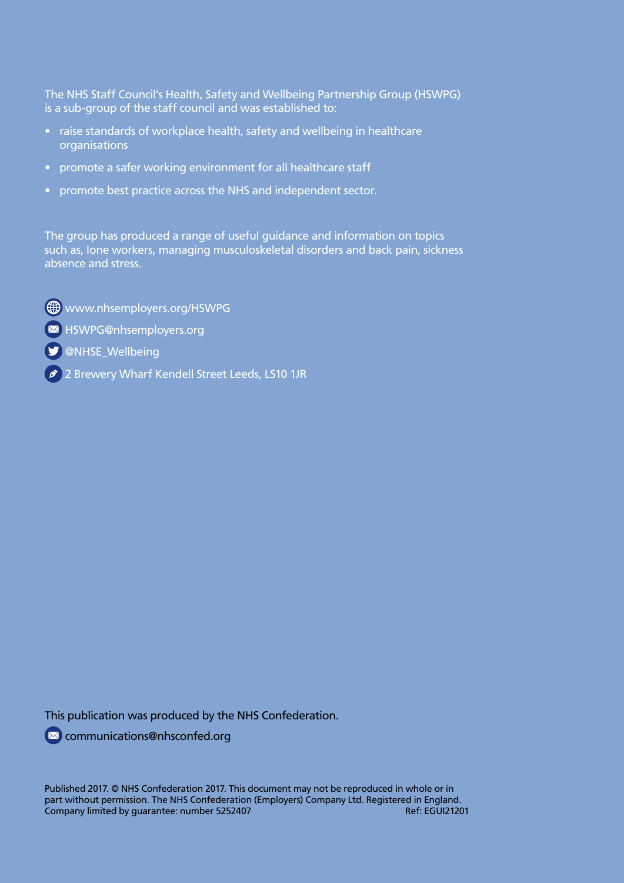The NHS Staff Council's Health, Safety and Wellbeing Partnership Group (HSWPG) is a sub-group of the staff council and was established to:

- raise standards of workplace health, safety and wellbeing in healthcare organisations
- promote a safer working environment for all healthcare staff
- promote best practice across the NHS and independent sector.

The group has produced a range of useful guidance and information on topics such as, lone workers, managing musculoskeletal disorders and back pain, sickness absence and stress.

www.nhsemployers.org/HSWPG

HSWPG@nhsemployers.org

@NHSE_Wellbeing

2 Brewery Wharf Kendell Street Leeds, LS10 1JR

This publication was produced by the NHS Confederation.

communications@nhsconfed.org

Published 2017. © NHS Confederation 2017. This document may not be reproduced in whole or in part without permission. The NHS Confederation (Employers) Company Ltd. Registered in England. Company limited by guarantee: number 5252407 Ref: EGUI21201